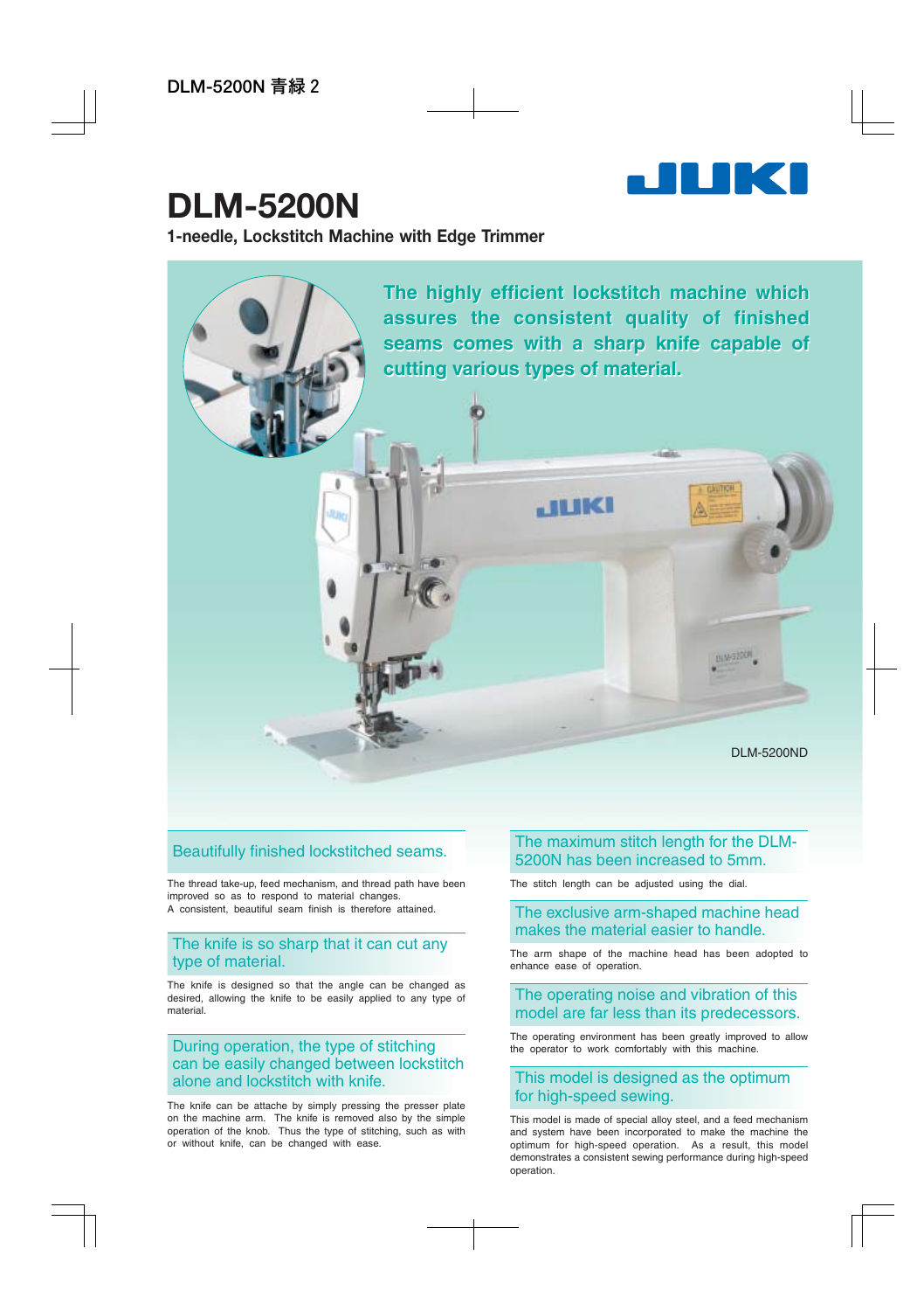# DLM-5200N

**1-needle, Lockstitch Machine with Edge Trimmer**

**The highly efficient lockstitch machine which assures the consistent quality of finished seams comes with a sharp knife capable of cutting various types of material.**

DLM-5200ND

## Beautifully finished lockstitched seams.

The thread take-up, feed mechanism, and thread path have been improved so as to respond to material changes.
A consistent, beautiful seam finish is therefore attained.

## The knife is so sharp that it can cut any type of material.

The knife is designed so that the angle can be changed as desired, allowing the knife to be easily applied to any type of material.

## During operation, the type of stitching can be easily changed between lockstitch alone and lockstitch with knife.

The knife can be attache by simply pressing the presser plate on the machine arm. The knife is removed also by the simple operation of the knob. Thus the type of stitching, such as with or without knife, can be changed with ease.

## The maximum stitch length for the DLM-5200N has been increased to 5mm.

The stitch length can be adjusted using the dial.

## The exclusive arm-shaped machine head makes the material easier to handle.

The arm shape of the machine head has been adopted to enhance ease of operation.

## The operating noise and vibration of this model are far less than its predecessors.

The operating environment has been greatly improved to allow the operator to work comfortably with this machine.

## This model is designed as the optimum for high-speed sewing.

This model is made of special alloy steel, and a feed mechanism and system have been incorporated to make the machine the optimum for high-speed operation. As a result, this model demonstrates a consistent sewing performance during high-speed operation.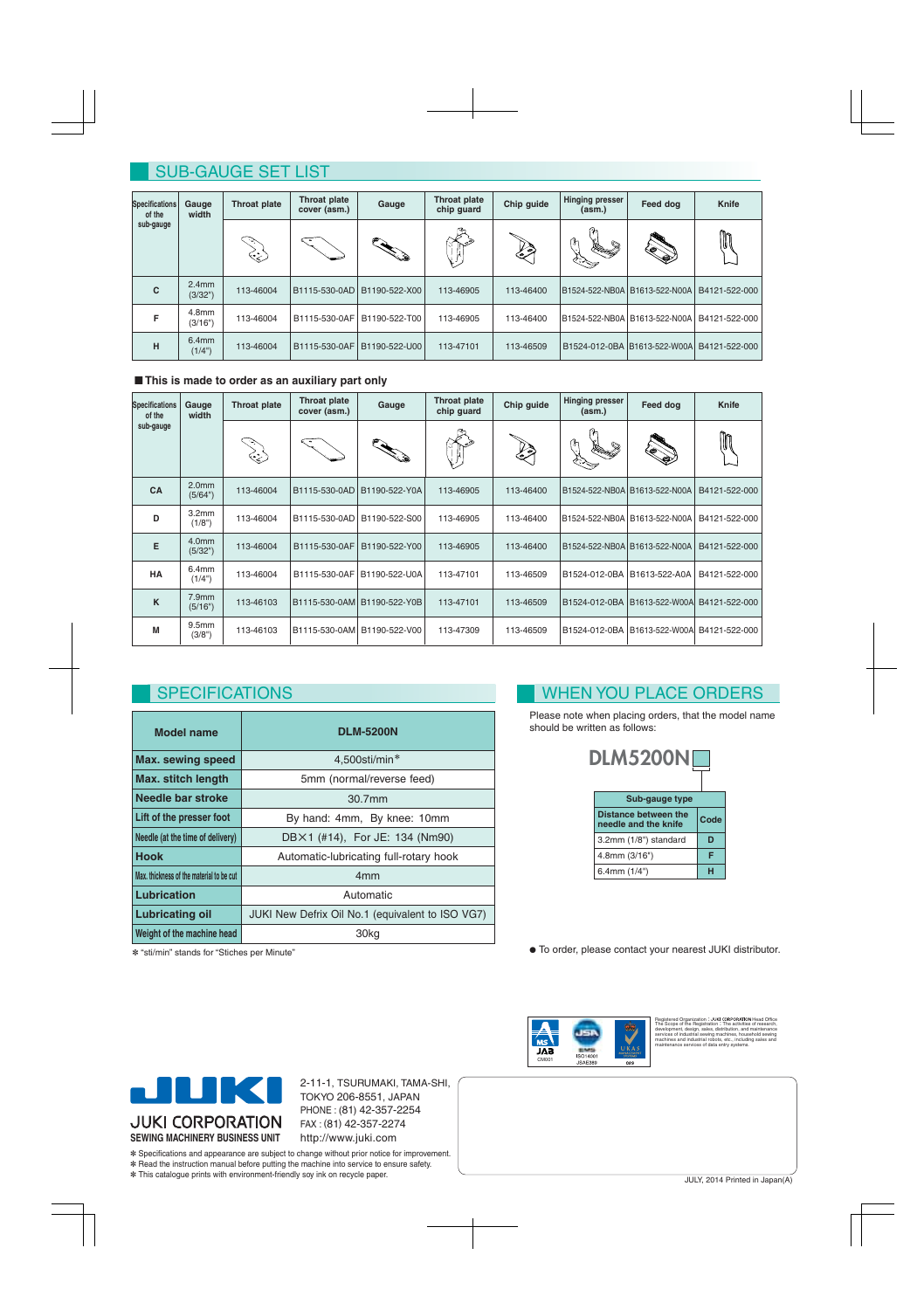## SUB-GAUGE SET LIST

| Specifications of the sub-gauge | Gauge width | Throat plate | Throat plate cover (asm.) | Gauge | Throat plate chip guard | Chip guide | Hinging presser (asm.) | Feed dog | Knife |
|---|---|---|---|---|---|---|---|---|---|
| C | 2.4mm (3/32") | 113-46004 | B1115-530-0AD | B1190-522-X00 | 113-46905 | 113-46400 | B1524-522-NB0A | B1613-522-N00A | B4121-522-000 |
| F | 4.8mm (3/16") | 113-46004 | B1115-530-0AF | B1190-522-T00 | 113-46905 | 113-46400 | B1524-522-NB0A | B1613-522-N00A | B4121-522-000 |
| H | 6.4mm (1/4") | 113-46004 | B1115-530-0AF | B1190-522-U00 | 113-47101 | 113-46509 | B1524-012-0BA | B1613-522-W00A | B4121-522-000 |

■ **This is made to order as an auxiliary part only**

| Specifications of the sub-gauge | Gauge width | Throat plate | Throat plate cover (asm.) | Gauge | Throat plate chip guard | Chip guide | Hinging presser (asm.) | Feed dog | Knife |
|---|---|---|---|---|---|---|---|---|---|
| CA | 2.0mm (5/64") | 113-46004 | B1115-530-0AD | B1190-522-Y0A | 113-46905 | 113-46400 | B1524-522-NB0A | B1613-522-N00A | B4121-522-000 |
| D | 3.2mm (1/8") | 113-46004 | B1115-530-0AD | B1190-522-S00 | 113-46905 | 113-46400 | B1524-522-NB0A | B1613-522-N00A | B4121-522-000 |
| E | 4.0mm (5/32") | 113-46004 | B1115-530-0AF | B1190-522-Y00 | 113-46905 | 113-46400 | B1524-522-NB0A | B1613-522-N00A | B4121-522-000 |
| HA | 6.4mm (1/4") | 113-46004 | B1115-530-0AF | B1190-522-U0A | 113-47101 | 113-46509 | B1524-012-0BA | B1613-522-A0A | B4121-522-000 |
| K | 7.9mm (5/16") | 113-46103 | B1115-530-0AM | B1190-522-Y0B | 113-47101 | 113-46509 | B1524-012-0BA | B1613-522-W00A | B4121-522-000 |
| M | 9.5mm (3/8") | 113-46103 | B1115-530-0AM | B1190-522-V00 | 113-47309 | 113-46509 | B1524-012-0BA | B1613-522-W00A | B4121-522-000 |

## SPECIFICATIONS

| Model name | DLM-5200N |
|---|---|
| Max. sewing speed | 4,500sti/min* |
| Max. stitch length | 5mm (normal/reverse feed) |
| Needle bar stroke | 30.7mm |
| Lift of the presser foot | By hand: 4mm, By knee: 10mm |
| Needle (at the time of delivery) | DB×1 (#14), For JE: 134 (Nm90) |
| Hook | Automatic-lubricating full-rotary hook |
| Max. thickness of the material to be cut | 4mm |
| Lubrication | Automatic |
| Lubricating oil | JUKI New Defrix Oil No.1 (equivalent to ISO VG7) |
| Weight of the machine head | 30kg |

* "sti/min" stands for "Stiches per Minute"

## WHEN YOU PLACE ORDERS

Please note when placing orders, that the model name should be written as follows:

**DLM5200N□**

| Sub-gauge type | |
|---|---|
| Distance between the needle and the knife | Code |
| 3.2mm (1/8") standard | D |
| 4.8mm (3/16") | F |
| 6.4mm (1/4") | H |

● To order, please contact your nearest JUKI distributor.

Registered Organization : JUKI CORPORATION Head Office
The Scope of the Registration : The activities of research, development, design, sales, distribution, and maintenance services of industrial sewing machines, household sewing machines and industrial robots, etc., including sales and maintenance services of data entry systems.

JAB CM001 | ISO14001 JSAE389 | UKAS 009

**JUKI CORPORATION**
**SEWING MACHINERY BUSINESS UNIT**

2-11-1, TSURUMAKI, TAMA-SHI,
TOKYO 206-8551, JAPAN
PHONE : (81) 42-357-2254
FAX : (81) 42-357-2274
http://www.juki.com

* Specifications and appearance are subject to change without prior notice for improvement.
* Read the instruction manual before putting the machine into service to ensure safety.
* This catalogue prints with environment-friendly soy ink on recycle paper.

JULY, 2014 Printed in Japan(A)